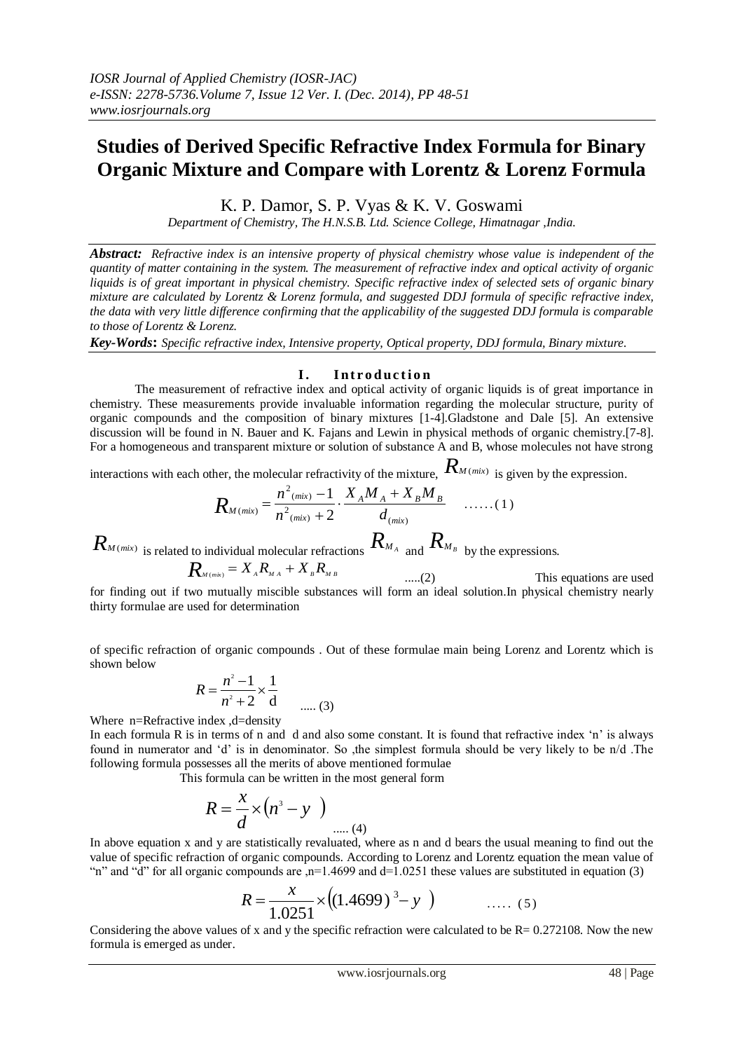# Studies of Derived Specific Refractive Index Formula for Binary Organic Mixture and Compare with Lorentz & Lorenz Formula

K. P. Damor, S. P. Vyas & K. V. Goswami

*Department of Chemistry, The H.N.S.B. Ltd. Science College, Himatnagar ,India.*

***Abstract:*** *Refractive index is an intensive property of physical chemistry whose value is independent of the quantity of matter containing in the system. The measurement of refractive index and optical activity of organic liquids is of great important in physical chemistry. Specific refractive index of selected sets of organic binary mixture are calculated by Lorentz & Lorenz formula, and suggested DDJ formula of specific refractive index, the data with very little difference confirming that the applicability of the suggested DDJ formula is comparable to those of Lorentz & Lorenz.*

***Key-Words*****:** *Specific refractive index, Intensive property, Optical property, DDJ formula, Binary mixture.*

## I. Introduction

The measurement of refractive index and optical activity of organic liquids is of great importance in chemistry. These measurements provide invaluable information regarding the molecular structure, purity of organic compounds and the composition of binary mixtures [1-4].Gladstone and Dale [5]. An extensive discussion will be found in N. Bauer and K. Fajans and Lewin in physical methods of organic chemistry.[7-8]. For a homogeneous and transparent mixture or solution of substance A and B, whose molecules not have strong interactions with each other, the molecular refractivity of the mixture, $R_{M(mix)}$ is given by the expression.

$$R_{M(mix)} = \frac{n^2_{(mix)} - 1}{n^2_{(mix)} + 2} \cdot \frac{X_A M_A + X_B M_B}{d_{(mix)}} \quad \ldots\ldots(1)$$

$R_{M(mix)}$ is related to individual molecular refractions $R_{M_A}$ and $R_{M_B}$ by the expressions.

$$R_{M(mix)} = X_A R_{M_A} + X_B R_{M_B} \quad \ldots..(2)$$

This equations are used for finding out if two mutually miscible substances will form an ideal solution.In physical chemistry nearly thirty formulae are used for determination

of specific refraction of organic compounds . Out of these formulae main being Lorenz and Lorentz which is shown below

$$R = \frac{n^2 - 1}{n^2 + 2} \times \frac{1}{\mathrm{d}} \quad \ldots..(3)$$

Where n=Refractive index ,d=density

In each formula R is in terms of n and d and also some constant. It is found that refractive index 'n' is always found in numerator and 'd' is in denominator. So ,the simplest formula should be very likely to be n/d .The following formula possesses all the merits of above mentioned formulae

This formula can be written in the most general form

$$R = \frac{x}{d} \times \left(n^3 - y\right) \quad \ldots..(4)$$

In above equation x and y are statistically revaluated, where as n and d bears the usual meaning to find out the value of specific refraction of organic compounds. According to Lorenz and Lorentz equation the mean value of "n" and "d" for all organic compounds are ,n=1.4699 and d=1.0251 these values are substituted in equation (3)

$$R = \frac{x}{1.0251} \times \left((1.4699)^3 - y\right) \quad \ldots..(5)$$

Considering the above values of x and y the specific refraction were calculated to be R= 0.272108. Now the new formula is emerged as under.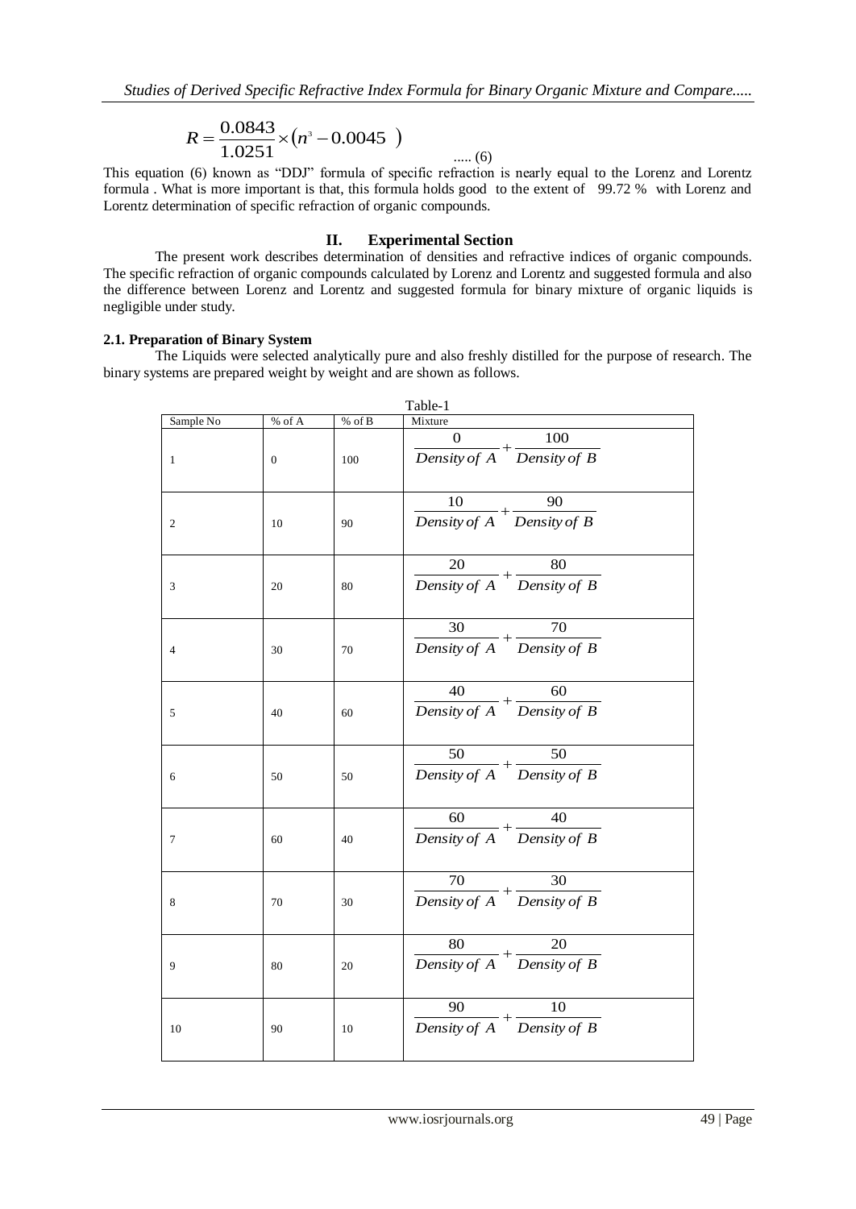$$R = \frac{0.0843}{1.0251} \times \left(n^{3} - 0.0045\right) \quad \text{..... (6)}$$

This equation (6) known as "DDJ" formula of specific refraction is nearly equal to the Lorenz and Lorentz formula . What is more important is that, this formula holds good to the extent of 99.72 % with Lorenz and Lorentz determination of specific refraction of organic compounds.

## II. Experimental Section

The present work describes determination of densities and refractive indices of organic compounds. The specific refraction of organic compounds calculated by Lorenz and Lorentz and suggested formula and also the difference between Lorenz and Lorentz and suggested formula for binary mixture of organic liquids is negligible under study.

### 2.1. Preparation of Binary System

The Liquids were selected analytically pure and also freshly distilled for the purpose of research. The binary systems are prepared weight by weight and are shown as follows.

Table-1

| Sample No | % of A | % of B | Mixture |
|---|---|---|---|
| 1 | 0 | 100 | $\frac{0}{Density\ of\ A} + \frac{100}{Density\ of\ B}$ |
| 2 | 10 | 90 | $\frac{10}{Density\ of\ A} + \frac{90}{Density\ of\ B}$ |
| 3 | 20 | 80 | $\frac{20}{Density\ of\ A} + \frac{80}{Density\ of\ B}$ |
| 4 | 30 | 70 | $\frac{30}{Density\ of\ A} + \frac{70}{Density\ of\ B}$ |
| 5 | 40 | 60 | $\frac{40}{Density\ of\ A} + \frac{60}{Density\ of\ B}$ |
| 6 | 50 | 50 | $\frac{50}{Density\ of\ A} + \frac{50}{Density\ of\ B}$ |
| 7 | 60 | 40 | $\frac{60}{Density\ of\ A} + \frac{40}{Density\ of\ B}$ |
| 8 | 70 | 30 | $\frac{70}{Density\ of\ A} + \frac{30}{Density\ of\ B}$ |
| 9 | 80 | 20 | $\frac{80}{Density\ of\ A} + \frac{20}{Density\ of\ B}$ |
| 10 | 90 | 10 | $\frac{90}{Density\ of\ A} + \frac{10}{Density\ of\ B}$ |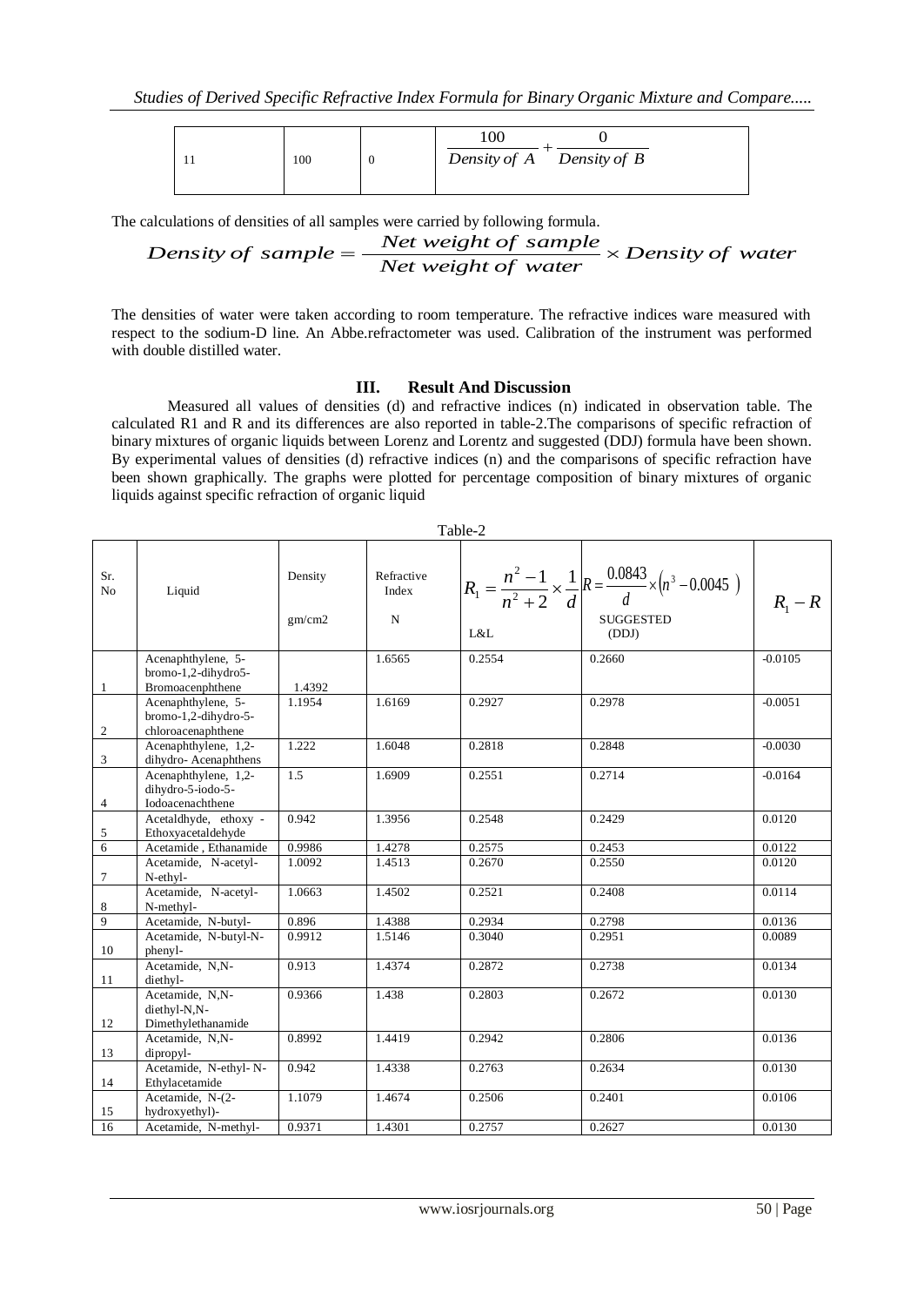| 11 | 100 | 0 | $\frac{100}{Density\ of\ A} + \frac{0}{Density\ of\ B}$ |
|---|---|---|---|

The calculations of densities of all samples were carried by following formula.

$$Density\ of\ sample = \frac{Net\ weight\ of\ sample}{Net\ weight\ of\ water} \times Density\ of\ water$$

The densities of water were taken according to room temperature. The refractive indices ware measured with respect to the sodium-D line. An Abbe.refractometer was used. Calibration of the instrument was performed with double distilled water.

## III. Result And Discussion

Measured all values of densities (d) and refractive indices (n) indicated in observation table. The calculated R1 and R and its differences are also reported in table-2.The comparisons of specific refraction of binary mixtures of organic liquids between Lorenz and Lorentz and suggested (DDJ) formula have been shown. By experimental values of densities (d) refractive indices (n) and the comparisons of specific refraction have been shown graphically. The graphs were plotted for percentage composition of binary mixtures of organic liquids against specific refraction of organic liquid

Table-2

| Sr. No | Liquid | Density gm/cm2 | Refractive Index N | $R_1 = \frac{n^2-1}{n^2+2} \times \frac{1}{d}$ L&L | $R = \frac{0.0843}{d} \times \left(n^3 - 0.0045\right)$ SUGGESTED (DDJ) | $R_1 - R$ |
|---|---|---|---|---|---|---|
| 1 | Acenaphthylene, 5-bromo-1,2-dihydro5-Bromoacenphthene | 1.4392 | 1.6565 | 0.2554 | 0.2660 | -0.0105 |
| 2 | Acenaphthylene, 5-bromo-1,2-dihydro-5-chloroacenaphthene | 1.1954 | 1.6169 | 0.2927 | 0.2978 | -0.0051 |
| 3 | Acenaphthylene, 1,2-dihydro- Acenaphthens | 1.222 | 1.6048 | 0.2818 | 0.2848 | -0.0030 |
| 4 | Acenaphthylene, 1,2-dihydro-5-iodo-5-Iodoacenachthene | 1.5 | 1.6909 | 0.2551 | 0.2714 | -0.0164 |
| 5 | Acetaldhyde, ethoxy - Ethoxyacetaldehyde | 0.942 | 1.3956 | 0.2548 | 0.2429 | 0.0120 |
| 6 | Acetamide , Ethanamide | 0.9986 | 1.4278 | 0.2575 | 0.2453 | 0.0122 |
| 7 | Acetamide, N-acetyl-N-ethyl- | 1.0092 | 1.4513 | 0.2670 | 0.2550 | 0.0120 |
| 8 | Acetamide, N-acetyl-N-methyl- | 1.0663 | 1.4502 | 0.2521 | 0.2408 | 0.0114 |
| 9 | Acetamide, N-butyl- | 0.896 | 1.4388 | 0.2934 | 0.2798 | 0.0136 |
| 10 | Acetamide, N-butyl-N-phenyl- | 0.9912 | 1.5146 | 0.3040 | 0.2951 | 0.0089 |
| 11 | Acetamide, N,N-diethyl- | 0.913 | 1.4374 | 0.2872 | 0.2738 | 0.0134 |
| 12 | Acetamide, N,N-diethyl-N,N-Dimethylethanamide | 0.9366 | 1.438 | 0.2803 | 0.2672 | 0.0130 |
| 13 | Acetamide, N,N-dipropyl- | 0.8992 | 1.4419 | 0.2942 | 0.2806 | 0.0136 |
| 14 | Acetamide, N-ethyl- N-Ethylacetamide | 0.942 | 1.4338 | 0.2763 | 0.2634 | 0.0130 |
| 15 | Acetamide, N-(2-hydroxyethyl)- | 1.1079 | 1.4674 | 0.2506 | 0.2401 | 0.0106 |
| 16 | Acetamide, N-methyl- | 0.9371 | 1.4301 | 0.2757 | 0.2627 | 0.0130 |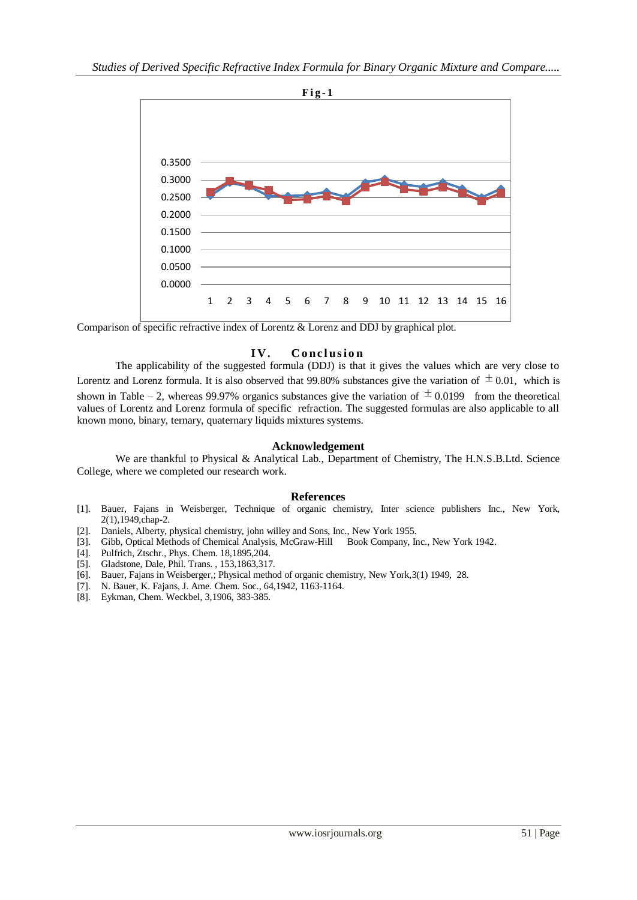**Fig-1**

0.3500
0.3000
0.2500
0.2000
0.1500
0.1000
0.0500
0.0000

1 2 3 4 5 6 7 8 9 10 11 12 13 14 15 16

Comparison of specific refractive index of Lorentz & Lorenz and DDJ by graphical plot.

## IV. Conclusion

The applicability of the suggested formula (DDJ) is that it gives the values which are very close to Lorentz and Lorenz formula. It is also observed that 99.80% substances give the variation of $\pm$ 0.01, which is shown in Table – 2, whereas 99.97% organics substances give the variation of $\pm$ 0.0199 from the theoretical values of Lorentz and Lorenz formula of specific refraction. The suggested formulas are also applicable to all known mono, binary, ternary, quaternary liquids mixtures systems.

## Acknowledgement

We are thankful to Physical & Analytical Lab., Department of Chemistry, The H.N.S.B.Ltd. Science College, where we completed our research work.

## References

[1]. Bauer, Fajans in Weisberger, Technique of organic chemistry, Inter science publishers Inc., New York, 2(1),1949,chap-2.
[2]. Daniels, Alberty, physical chemistry, john willey and Sons, Inc., New York 1955.
[3]. Gibb, Optical Methods of Chemical Analysis, McGraw-Hill Book Company, Inc., New York 1942.
[4]. Pulfrich, Ztschr., Phys. Chem. 18,1895,204.
[5]. Gladstone, Dale, Phil. Trans. , 153,1863,317.
[6]. Bauer, Fajans in Weisberger,; Physical method of organic chemistry, New York,3(1) 1949, 28.
[7]. N. Bauer, K. Fajans, J. Ame. Chem. Soc., 64,1942, 1163-1164.
[8]. Eykman, Chem. Weckbel, 3,1906, 383-385.